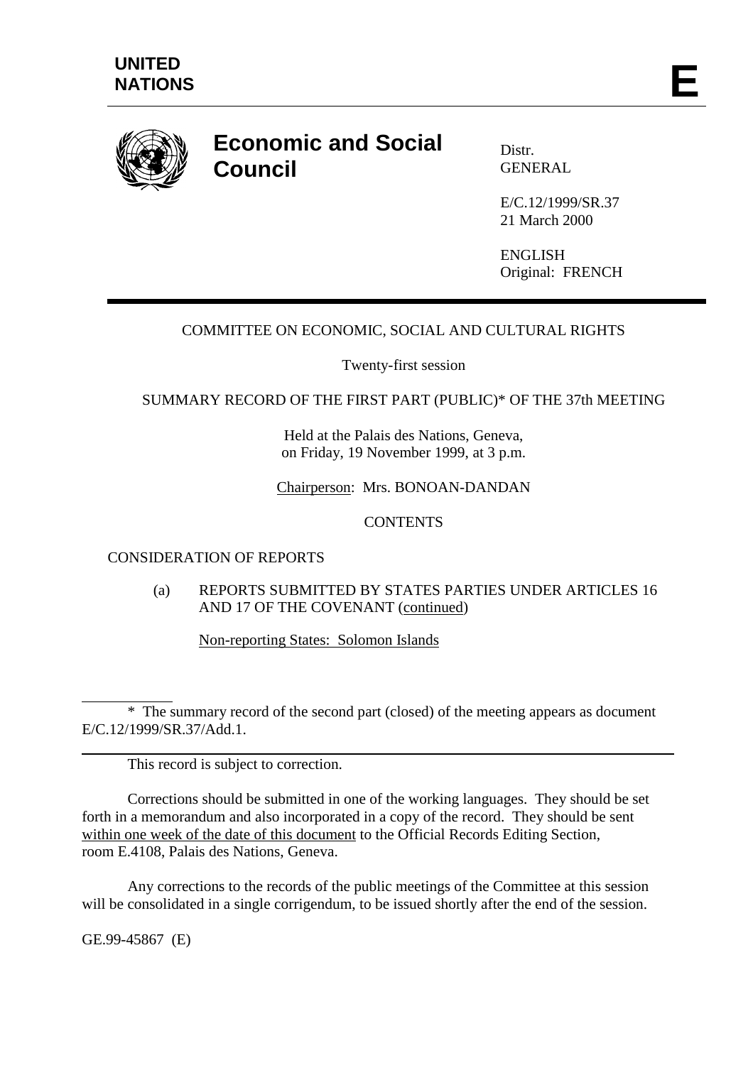**UNITED NATIONS** **E**

# Economic and Social Council

Distr.
GENERAL

E/C.12/1999/SR.37
21 March 2000

ENGLISH
Original: FRENCH

COMMITTEE ON ECONOMIC, SOCIAL AND CULTURAL RIGHTS

Twenty-first session

SUMMARY RECORD OF THE FIRST PART (PUBLIC)* OF THE 37th MEETING

Held at the Palais des Nations, Geneva,
on Friday, 19 November 1999, at 3 p.m.

Chairperson: Mrs. BONOAN-DANDAN

CONTENTS

CONSIDERATION OF REPORTS

(a) REPORTS SUBMITTED BY STATES PARTIES UNDER ARTICLES 16 AND 17 OF THE COVENANT (continued)

Non-reporting States: Solomon Islands

---

\* The summary record of the second part (closed) of the meeting appears as document E/C.12/1999/SR.37/Add.1.

---

This record is subject to correction.

Corrections should be submitted in one of the working languages. They should be set forth in a memorandum and also incorporated in a copy of the record. They should be sent within one week of the date of this document to the Official Records Editing Section, room E.4108, Palais des Nations, Geneva.

Any corrections to the records of the public meetings of the Committee at this session will be consolidated in a single corrigendum, to be issued shortly after the end of the session.

GE.99-45867 (E)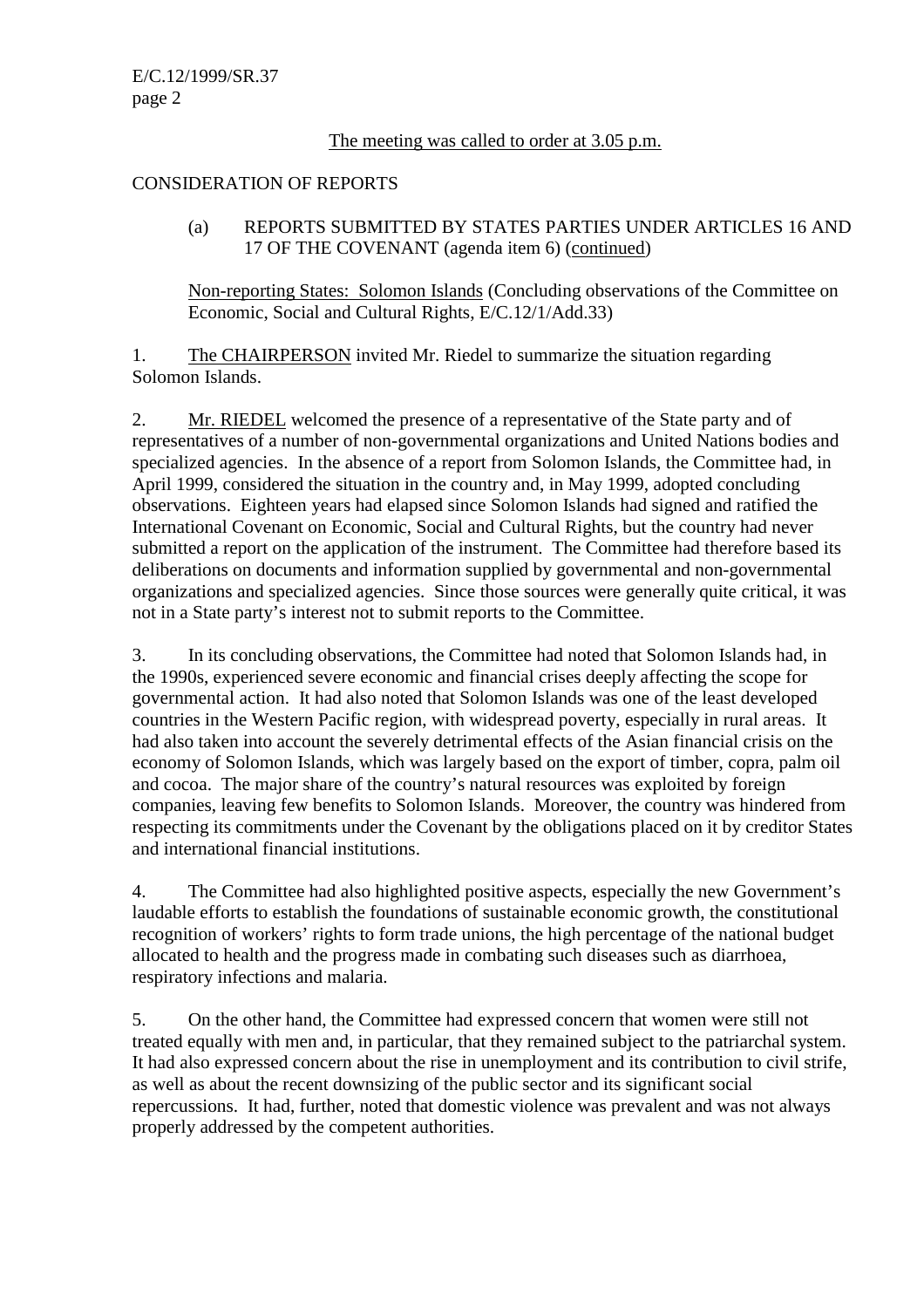The meeting was called to order at 3.05 p.m.

CONSIDERATION OF REPORTS

(a) REPORTS SUBMITTED BY STATES PARTIES UNDER ARTICLES 16 AND 17 OF THE COVENANT (agenda item 6) (continued)

Non-reporting States: Solomon Islands (Concluding observations of the Committee on Economic, Social and Cultural Rights, E/C.12/1/Add.33)

1. The CHAIRPERSON invited Mr. Riedel to summarize the situation regarding Solomon Islands.

2. Mr. RIEDEL welcomed the presence of a representative of the State party and of representatives of a number of non-governmental organizations and United Nations bodies and specialized agencies. In the absence of a report from Solomon Islands, the Committee had, in April 1999, considered the situation in the country and, in May 1999, adopted concluding observations. Eighteen years had elapsed since Solomon Islands had signed and ratified the International Covenant on Economic, Social and Cultural Rights, but the country had never submitted a report on the application of the instrument. The Committee had therefore based its deliberations on documents and information supplied by governmental and non-governmental organizations and specialized agencies. Since those sources were generally quite critical, it was not in a State party's interest not to submit reports to the Committee.

3. In its concluding observations, the Committee had noted that Solomon Islands had, in the 1990s, experienced severe economic and financial crises deeply affecting the scope for governmental action. It had also noted that Solomon Islands was one of the least developed countries in the Western Pacific region, with widespread poverty, especially in rural areas. It had also taken into account the severely detrimental effects of the Asian financial crisis on the economy of Solomon Islands, which was largely based on the export of timber, copra, palm oil and cocoa. The major share of the country's natural resources was exploited by foreign companies, leaving few benefits to Solomon Islands. Moreover, the country was hindered from respecting its commitments under the Covenant by the obligations placed on it by creditor States and international financial institutions.

4. The Committee had also highlighted positive aspects, especially the new Government's laudable efforts to establish the foundations of sustainable economic growth, the constitutional recognition of workers' rights to form trade unions, the high percentage of the national budget allocated to health and the progress made in combating such diseases such as diarrhoea, respiratory infections and malaria.

5. On the other hand, the Committee had expressed concern that women were still not treated equally with men and, in particular, that they remained subject to the patriarchal system. It had also expressed concern about the rise in unemployment and its contribution to civil strife, as well as about the recent downsizing of the public sector and its significant social repercussions. It had, further, noted that domestic violence was prevalent and was not always properly addressed by the competent authorities.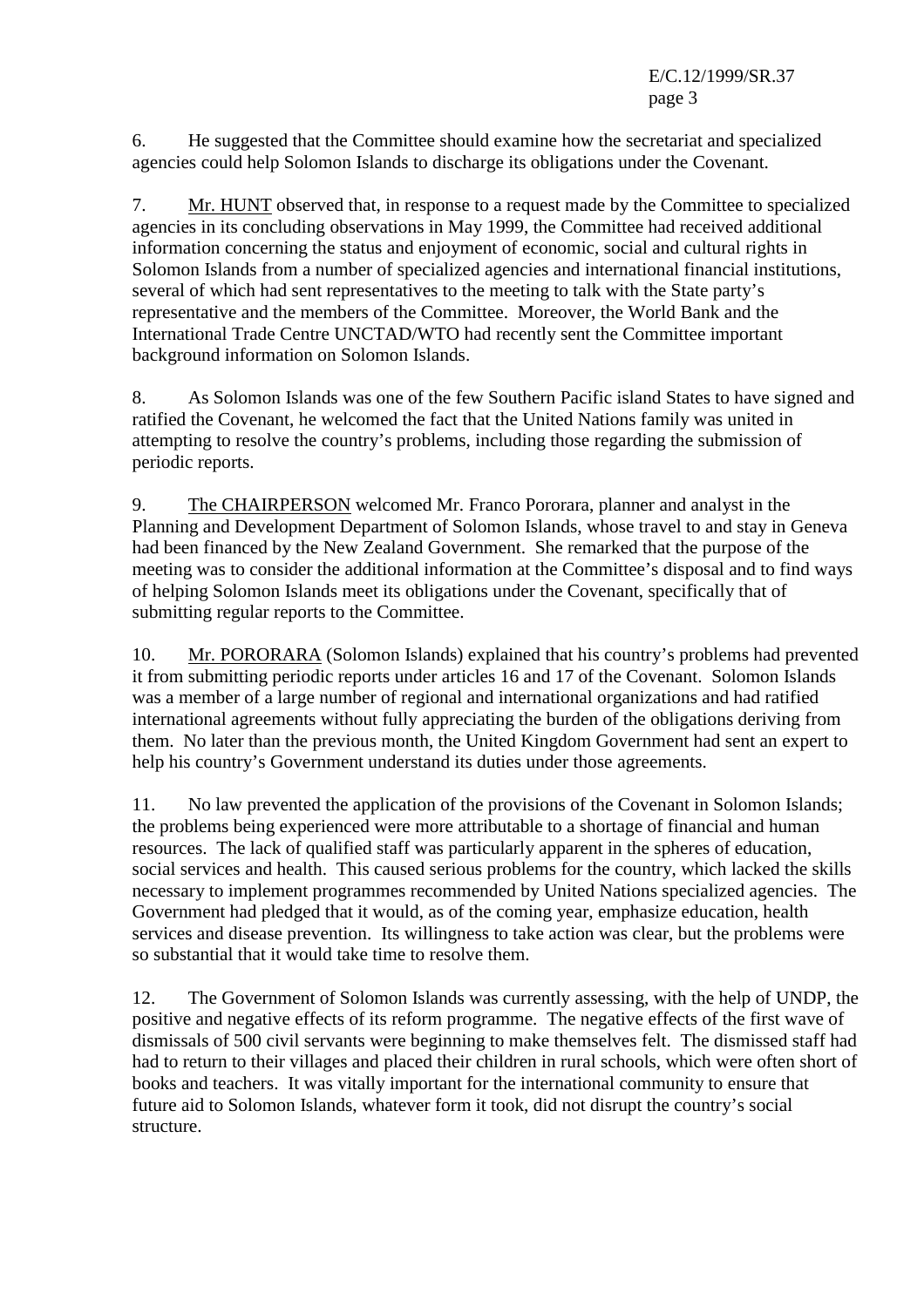6. He suggested that the Committee should examine how the secretariat and specialized agencies could help Solomon Islands to discharge its obligations under the Covenant.

7. Mr. HUNT observed that, in response to a request made by the Committee to specialized agencies in its concluding observations in May 1999, the Committee had received additional information concerning the status and enjoyment of economic, social and cultural rights in Solomon Islands from a number of specialized agencies and international financial institutions, several of which had sent representatives to the meeting to talk with the State party's representative and the members of the Committee. Moreover, the World Bank and the International Trade Centre UNCTAD/WTO had recently sent the Committee important background information on Solomon Islands.

8. As Solomon Islands was one of the few Southern Pacific island States to have signed and ratified the Covenant, he welcomed the fact that the United Nations family was united in attempting to resolve the country's problems, including those regarding the submission of periodic reports.

9. The CHAIRPERSON welcomed Mr. Franco Pororara, planner and analyst in the Planning and Development Department of Solomon Islands, whose travel to and stay in Geneva had been financed by the New Zealand Government. She remarked that the purpose of the meeting was to consider the additional information at the Committee's disposal and to find ways of helping Solomon Islands meet its obligations under the Covenant, specifically that of submitting regular reports to the Committee.

10. Mr. PORORARA (Solomon Islands) explained that his country's problems had prevented it from submitting periodic reports under articles 16 and 17 of the Covenant. Solomon Islands was a member of a large number of regional and international organizations and had ratified international agreements without fully appreciating the burden of the obligations deriving from them. No later than the previous month, the United Kingdom Government had sent an expert to help his country's Government understand its duties under those agreements.

11. No law prevented the application of the provisions of the Covenant in Solomon Islands; the problems being experienced were more attributable to a shortage of financial and human resources. The lack of qualified staff was particularly apparent in the spheres of education, social services and health. This caused serious problems for the country, which lacked the skills necessary to implement programmes recommended by United Nations specialized agencies. The Government had pledged that it would, as of the coming year, emphasize education, health services and disease prevention. Its willingness to take action was clear, but the problems were so substantial that it would take time to resolve them.

12. The Government of Solomon Islands was currently assessing, with the help of UNDP, the positive and negative effects of its reform programme. The negative effects of the first wave of dismissals of 500 civil servants were beginning to make themselves felt. The dismissed staff had had to return to their villages and placed their children in rural schools, which were often short of books and teachers. It was vitally important for the international community to ensure that future aid to Solomon Islands, whatever form it took, did not disrupt the country's social structure.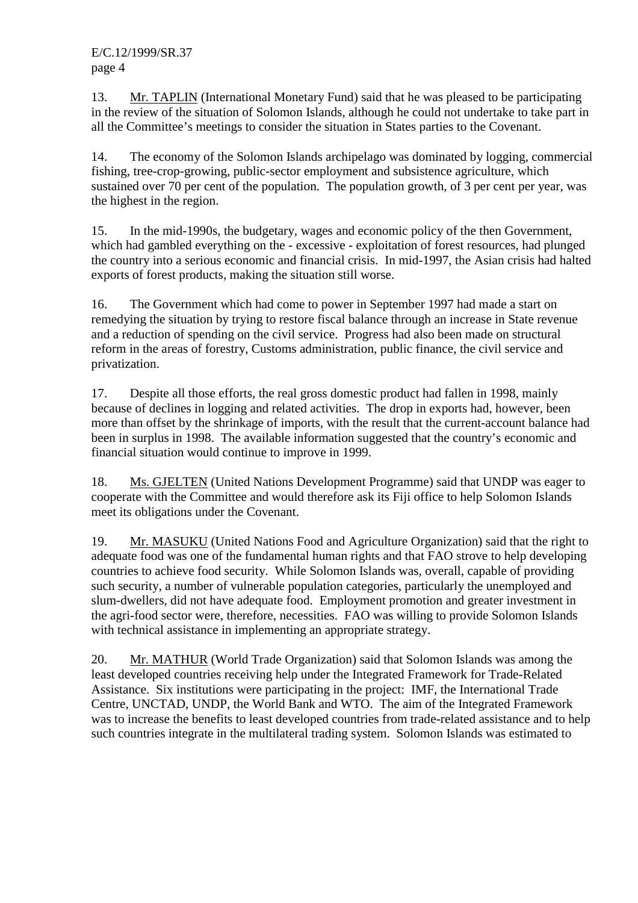13. Mr. TAPLIN (International Monetary Fund) said that he was pleased to be participating in the review of the situation of Solomon Islands, although he could not undertake to take part in all the Committee's meetings to consider the situation in States parties to the Covenant.

14. The economy of the Solomon Islands archipelago was dominated by logging, commercial fishing, tree-crop-growing, public-sector employment and subsistence agriculture, which sustained over 70 per cent of the population. The population growth, of 3 per cent per year, was the highest in the region.

15. In the mid-1990s, the budgetary, wages and economic policy of the then Government, which had gambled everything on the - excessive - exploitation of forest resources, had plunged the country into a serious economic and financial crisis. In mid-1997, the Asian crisis had halted exports of forest products, making the situation still worse.

16. The Government which had come to power in September 1997 had made a start on remedying the situation by trying to restore fiscal balance through an increase in State revenue and a reduction of spending on the civil service. Progress had also been made on structural reform in the areas of forestry, Customs administration, public finance, the civil service and privatization.

17. Despite all those efforts, the real gross domestic product had fallen in 1998, mainly because of declines in logging and related activities. The drop in exports had, however, been more than offset by the shrinkage of imports, with the result that the current-account balance had been in surplus in 1998. The available information suggested that the country's economic and financial situation would continue to improve in 1999.

18. Ms. GJELTEN (United Nations Development Programme) said that UNDP was eager to cooperate with the Committee and would therefore ask its Fiji office to help Solomon Islands meet its obligations under the Covenant.

19. Mr. MASUKU (United Nations Food and Agriculture Organization) said that the right to adequate food was one of the fundamental human rights and that FAO strove to help developing countries to achieve food security. While Solomon Islands was, overall, capable of providing such security, a number of vulnerable population categories, particularly the unemployed and slum-dwellers, did not have adequate food. Employment promotion and greater investment in the agri-food sector were, therefore, necessities. FAO was willing to provide Solomon Islands with technical assistance in implementing an appropriate strategy.

20. Mr. MATHUR (World Trade Organization) said that Solomon Islands was among the least developed countries receiving help under the Integrated Framework for Trade-Related Assistance. Six institutions were participating in the project: IMF, the International Trade Centre, UNCTAD, UNDP, the World Bank and WTO. The aim of the Integrated Framework was to increase the benefits to least developed countries from trade-related assistance and to help such countries integrate in the multilateral trading system. Solomon Islands was estimated to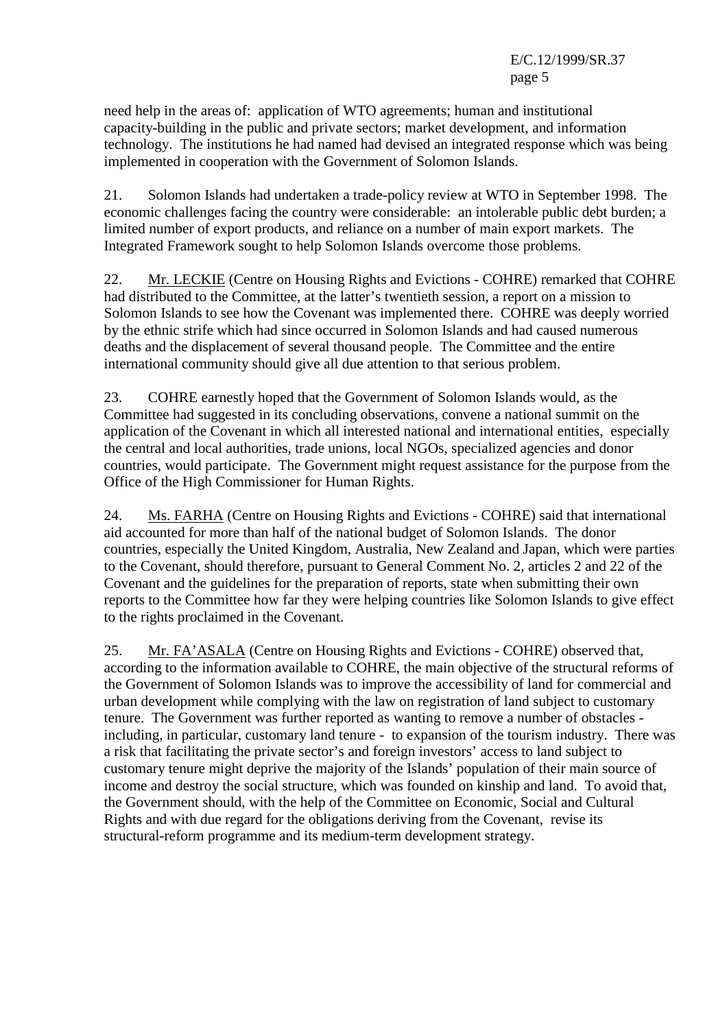need help in the areas of: application of WTO agreements; human and institutional capacity-building in the public and private sectors; market development, and information technology. The institutions he had named had devised an integrated response which was being implemented in cooperation with the Government of Solomon Islands.

21. Solomon Islands had undertaken a trade-policy review at WTO in September 1998. The economic challenges facing the country were considerable: an intolerable public debt burden; a limited number of export products, and reliance on a number of main export markets. The Integrated Framework sought to help Solomon Islands overcome those problems.

22. Mr. LECKIE (Centre on Housing Rights and Evictions - COHRE) remarked that COHRE had distributed to the Committee, at the latter's twentieth session, a report on a mission to Solomon Islands to see how the Covenant was implemented there. COHRE was deeply worried by the ethnic strife which had since occurred in Solomon Islands and had caused numerous deaths and the displacement of several thousand people. The Committee and the entire international community should give all due attention to that serious problem.

23. COHRE earnestly hoped that the Government of Solomon Islands would, as the Committee had suggested in its concluding observations, convene a national summit on the application of the Covenant in which all interested national and international entities, especially the central and local authorities, trade unions, local NGOs, specialized agencies and donor countries, would participate. The Government might request assistance for the purpose from the Office of the High Commissioner for Human Rights.

24. Ms. FARHA (Centre on Housing Rights and Evictions - COHRE) said that international aid accounted for more than half of the national budget of Solomon Islands. The donor countries, especially the United Kingdom, Australia, New Zealand and Japan, which were parties to the Covenant, should therefore, pursuant to General Comment No. 2, articles 2 and 22 of the Covenant and the guidelines for the preparation of reports, state when submitting their own reports to the Committee how far they were helping countries like Solomon Islands to give effect to the rights proclaimed in the Covenant.

25. Mr. FA'ASALA (Centre on Housing Rights and Evictions - COHRE) observed that, according to the information available to COHRE, the main objective of the structural reforms of the Government of Solomon Islands was to improve the accessibility of land for commercial and urban development while complying with the law on registration of land subject to customary tenure. The Government was further reported as wanting to remove a number of obstacles - including, in particular, customary land tenure - to expansion of the tourism industry. There was a risk that facilitating the private sector's and foreign investors' access to land subject to customary tenure might deprive the majority of the Islands' population of their main source of income and destroy the social structure, which was founded on kinship and land. To avoid that, the Government should, with the help of the Committee on Economic, Social and Cultural Rights and with due regard for the obligations deriving from the Covenant, revise its structural-reform programme and its medium-term development strategy.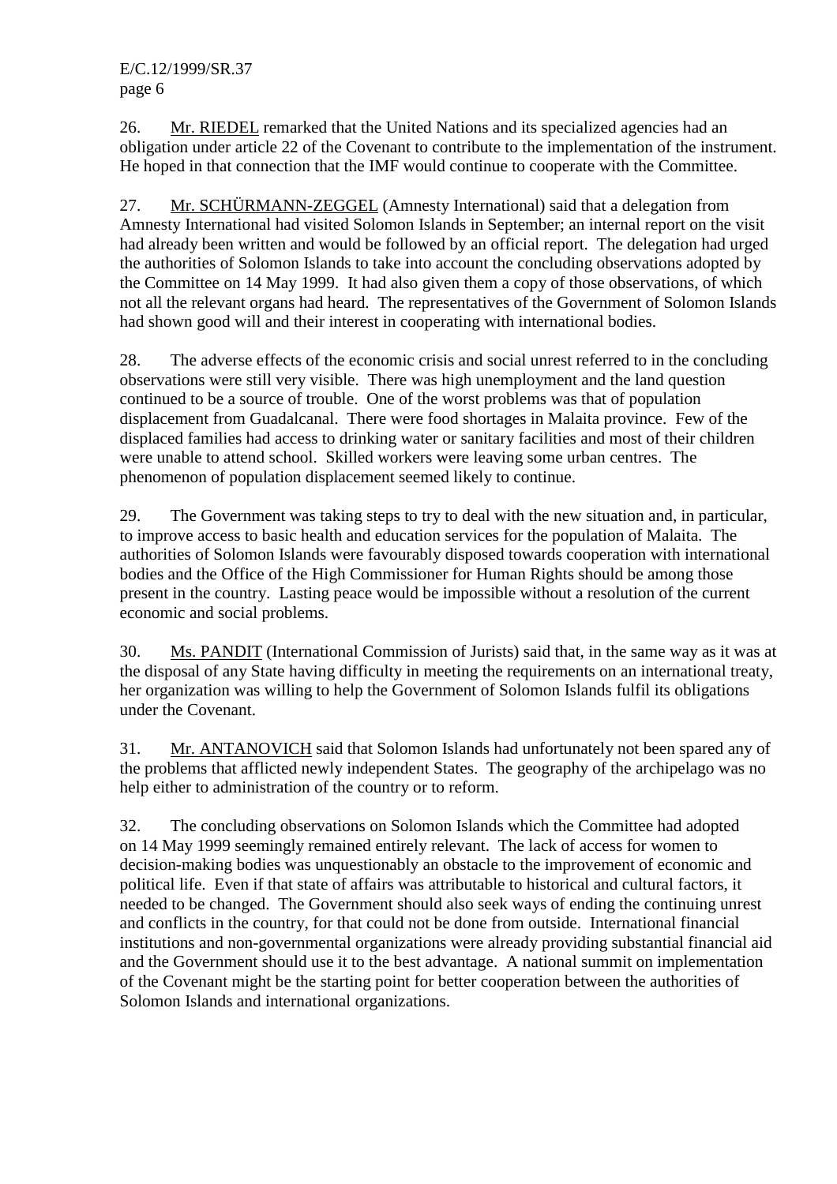26. Mr. RIEDEL remarked that the United Nations and its specialized agencies had an obligation under article 22 of the Covenant to contribute to the implementation of the instrument. He hoped in that connection that the IMF would continue to cooperate with the Committee.

27. Mr. SCHÜRMANN-ZEGGEL (Amnesty International) said that a delegation from Amnesty International had visited Solomon Islands in September; an internal report on the visit had already been written and would be followed by an official report. The delegation had urged the authorities of Solomon Islands to take into account the concluding observations adopted by the Committee on 14 May 1999. It had also given them a copy of those observations, of which not all the relevant organs had heard. The representatives of the Government of Solomon Islands had shown good will and their interest in cooperating with international bodies.

28. The adverse effects of the economic crisis and social unrest referred to in the concluding observations were still very visible. There was high unemployment and the land question continued to be a source of trouble. One of the worst problems was that of population displacement from Guadalcanal. There were food shortages in Malaita province. Few of the displaced families had access to drinking water or sanitary facilities and most of their children were unable to attend school. Skilled workers were leaving some urban centres. The phenomenon of population displacement seemed likely to continue.

29. The Government was taking steps to try to deal with the new situation and, in particular, to improve access to basic health and education services for the population of Malaita. The authorities of Solomon Islands were favourably disposed towards cooperation with international bodies and the Office of the High Commissioner for Human Rights should be among those present in the country. Lasting peace would be impossible without a resolution of the current economic and social problems.

30. Ms. PANDIT (International Commission of Jurists) said that, in the same way as it was at the disposal of any State having difficulty in meeting the requirements on an international treaty, her organization was willing to help the Government of Solomon Islands fulfil its obligations under the Covenant.

31. Mr. ANTANOVICH said that Solomon Islands had unfortunately not been spared any of the problems that afflicted newly independent States. The geography of the archipelago was no help either to administration of the country or to reform.

32. The concluding observations on Solomon Islands which the Committee had adopted on 14 May 1999 seemingly remained entirely relevant. The lack of access for women to decision-making bodies was unquestionably an obstacle to the improvement of economic and political life. Even if that state of affairs was attributable to historical and cultural factors, it needed to be changed. The Government should also seek ways of ending the continuing unrest and conflicts in the country, for that could not be done from outside. International financial institutions and non-governmental organizations were already providing substantial financial aid and the Government should use it to the best advantage. A national summit on implementation of the Covenant might be the starting point for better cooperation between the authorities of Solomon Islands and international organizations.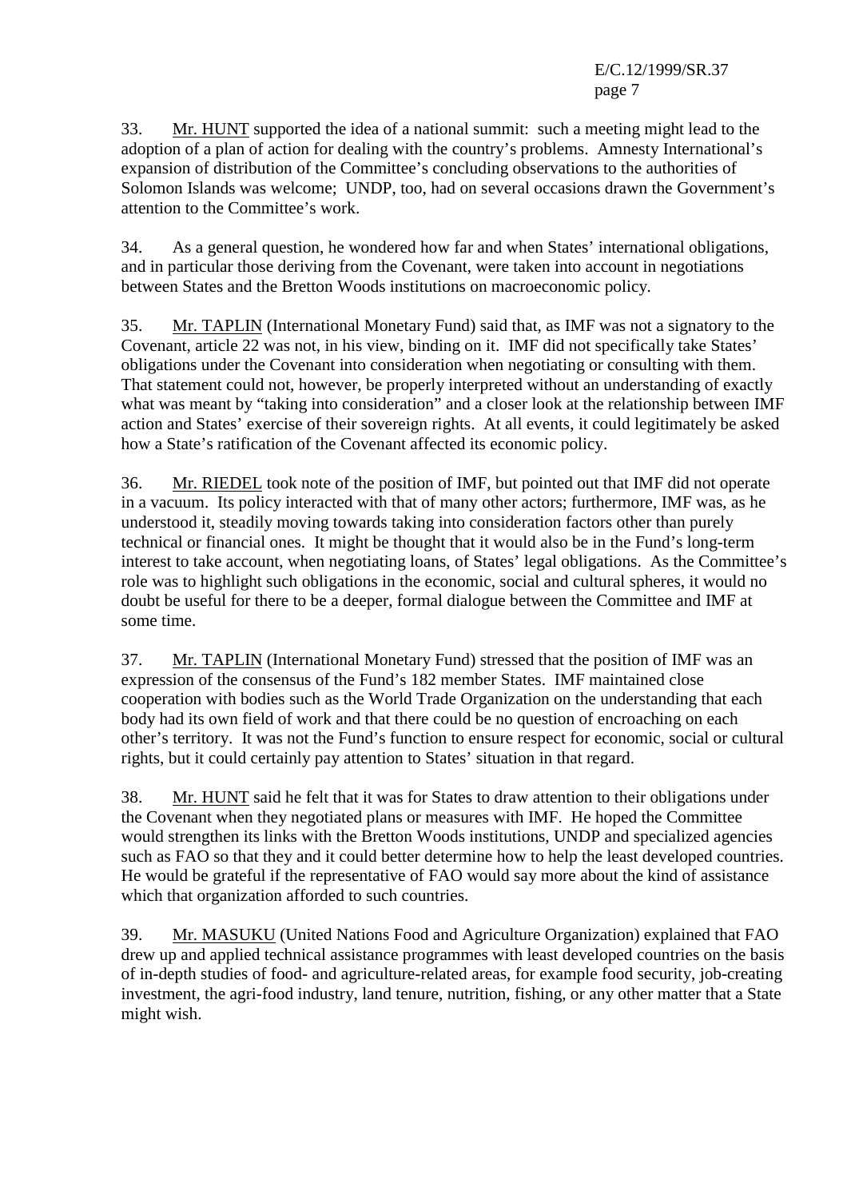33. Mr. HUNT supported the idea of a national summit: such a meeting might lead to the adoption of a plan of action for dealing with the country's problems. Amnesty International's expansion of distribution of the Committee's concluding observations to the authorities of Solomon Islands was welcome; UNDP, too, had on several occasions drawn the Government's attention to the Committee's work.

34. As a general question, he wondered how far and when States' international obligations, and in particular those deriving from the Covenant, were taken into account in negotiations between States and the Bretton Woods institutions on macroeconomic policy.

35. Mr. TAPLIN (International Monetary Fund) said that, as IMF was not a signatory to the Covenant, article 22 was not, in his view, binding on it. IMF did not specifically take States' obligations under the Covenant into consideration when negotiating or consulting with them. That statement could not, however, be properly interpreted without an understanding of exactly what was meant by "taking into consideration" and a closer look at the relationship between IMF action and States' exercise of their sovereign rights. At all events, it could legitimately be asked how a State's ratification of the Covenant affected its economic policy.

36. Mr. RIEDEL took note of the position of IMF, but pointed out that IMF did not operate in a vacuum. Its policy interacted with that of many other actors; furthermore, IMF was, as he understood it, steadily moving towards taking into consideration factors other than purely technical or financial ones. It might be thought that it would also be in the Fund's long-term interest to take account, when negotiating loans, of States' legal obligations. As the Committee's role was to highlight such obligations in the economic, social and cultural spheres, it would no doubt be useful for there to be a deeper, formal dialogue between the Committee and IMF at some time.

37. Mr. TAPLIN (International Monetary Fund) stressed that the position of IMF was an expression of the consensus of the Fund's 182 member States. IMF maintained close cooperation with bodies such as the World Trade Organization on the understanding that each body had its own field of work and that there could be no question of encroaching on each other's territory. It was not the Fund's function to ensure respect for economic, social or cultural rights, but it could certainly pay attention to States' situation in that regard.

38. Mr. HUNT said he felt that it was for States to draw attention to their obligations under the Covenant when they negotiated plans or measures with IMF. He hoped the Committee would strengthen its links with the Bretton Woods institutions, UNDP and specialized agencies such as FAO so that they and it could better determine how to help the least developed countries. He would be grateful if the representative of FAO would say more about the kind of assistance which that organization afforded to such countries.

39. Mr. MASUKU (United Nations Food and Agriculture Organization) explained that FAO drew up and applied technical assistance programmes with least developed countries on the basis of in-depth studies of food- and agriculture-related areas, for example food security, job-creating investment, the agri-food industry, land tenure, nutrition, fishing, or any other matter that a State might wish.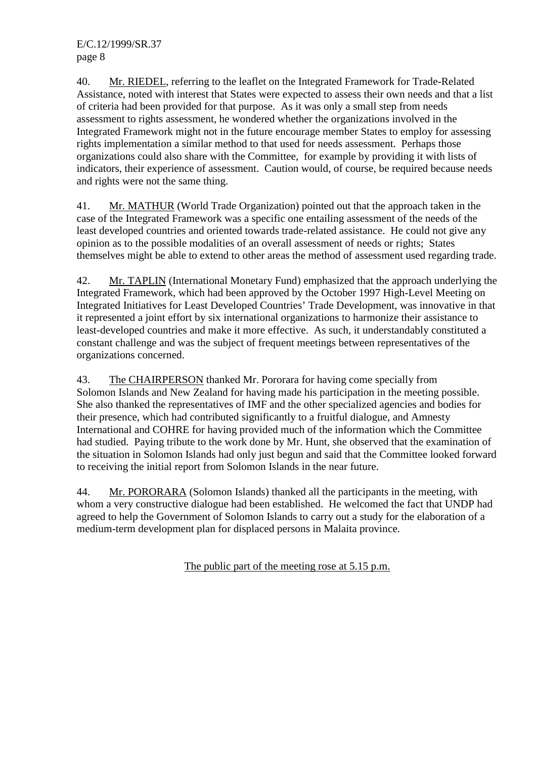40. Mr. RIEDEL, referring to the leaflet on the Integrated Framework for Trade-Related Assistance, noted with interest that States were expected to assess their own needs and that a list of criteria had been provided for that purpose. As it was only a small step from needs assessment to rights assessment, he wondered whether the organizations involved in the Integrated Framework might not in the future encourage member States to employ for assessing rights implementation a similar method to that used for needs assessment. Perhaps those organizations could also share with the Committee, for example by providing it with lists of indicators, their experience of assessment. Caution would, of course, be required because needs and rights were not the same thing.

41. Mr. MATHUR (World Trade Organization) pointed out that the approach taken in the case of the Integrated Framework was a specific one entailing assessment of the needs of the least developed countries and oriented towards trade-related assistance. He could not give any opinion as to the possible modalities of an overall assessment of needs or rights; States themselves might be able to extend to other areas the method of assessment used regarding trade.

42. Mr. TAPLIN (International Monetary Fund) emphasized that the approach underlying the Integrated Framework, which had been approved by the October 1997 High-Level Meeting on Integrated Initiatives for Least Developed Countries' Trade Development, was innovative in that it represented a joint effort by six international organizations to harmonize their assistance to least-developed countries and make it more effective. As such, it understandably constituted a constant challenge and was the subject of frequent meetings between representatives of the organizations concerned.

43. The CHAIRPERSON thanked Mr. Pororara for having come specially from Solomon Islands and New Zealand for having made his participation in the meeting possible. She also thanked the representatives of IMF and the other specialized agencies and bodies for their presence, which had contributed significantly to a fruitful dialogue, and Amnesty International and COHRE for having provided much of the information which the Committee had studied. Paying tribute to the work done by Mr. Hunt, she observed that the examination of the situation in Solomon Islands had only just begun and said that the Committee looked forward to receiving the initial report from Solomon Islands in the near future.

44. Mr. PORORARA (Solomon Islands) thanked all the participants in the meeting, with whom a very constructive dialogue had been established. He welcomed the fact that UNDP had agreed to help the Government of Solomon Islands to carry out a study for the elaboration of a medium-term development plan for displaced persons in Malaita province.

The public part of the meeting rose at 5.15 p.m.